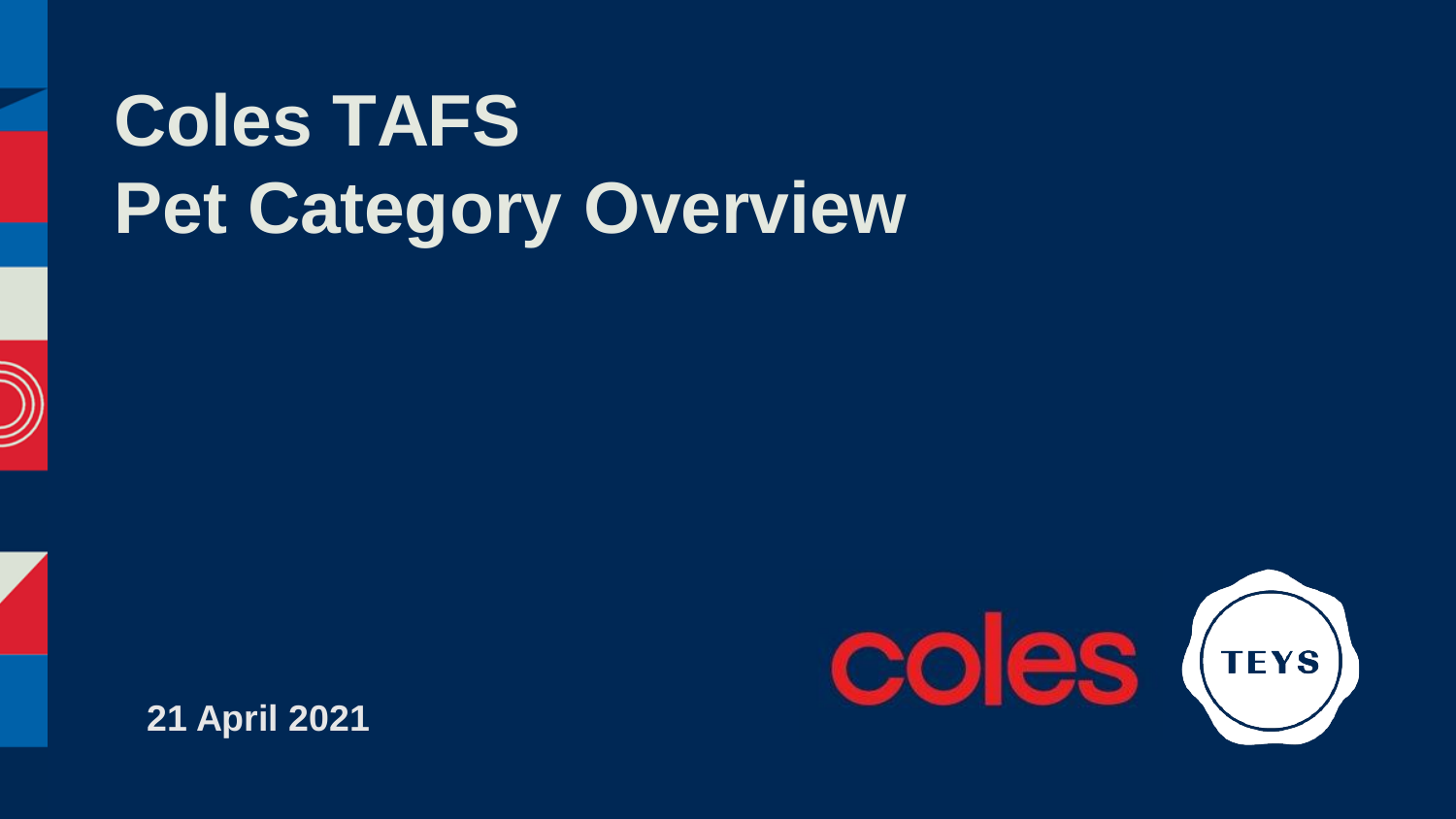# Coles TAFS
# Pet Category Overview

**21 April 2021**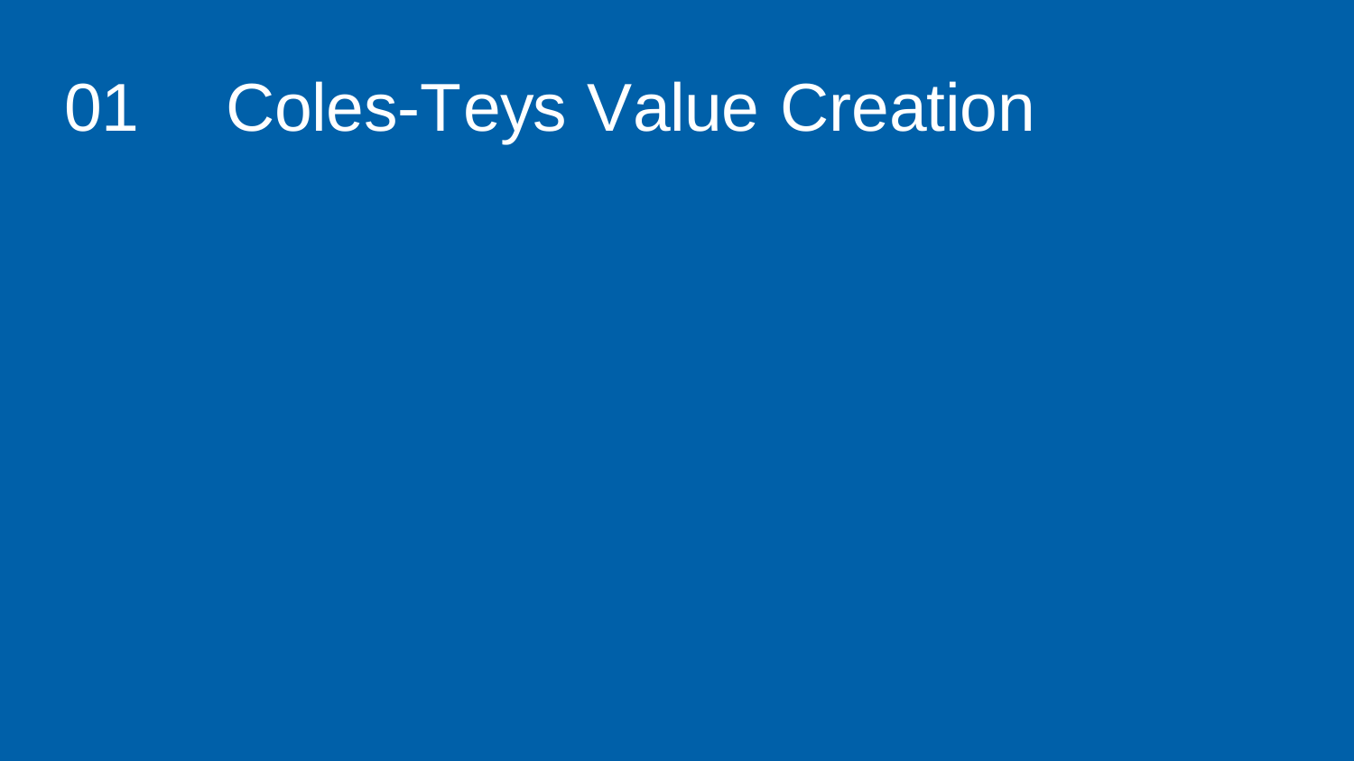# 01 Coles-Teys Value Creation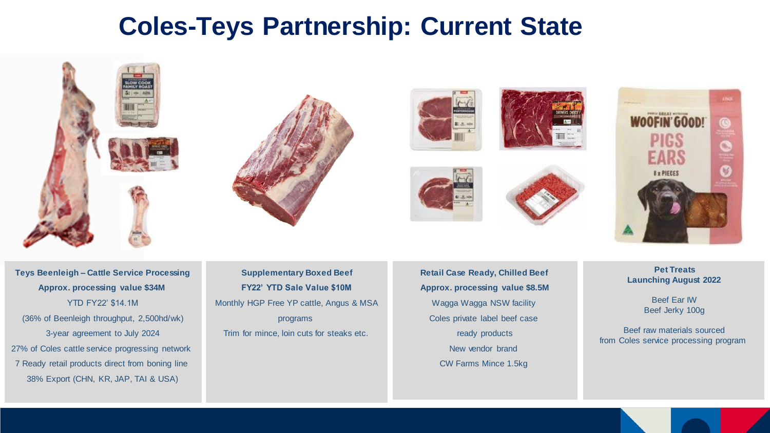# Coles-Teys Partnership: Current State

**Teys Beenleigh – Cattle Service Processing**

**Approx. processing value $34M**

YTD FY22' $14.1M

(36% of Beenleigh throughput, 2,500hd/wk)

3-year agreement to July 2024

27% of Coles cattle service progressing network

7 Ready retail products direct from boning line

38% Export (CHN, KR, JAP, TAI & USA)

**Supplementary Boxed Beef**

**FY22' YTD Sale Value $10M**

Monthly HGP Free YP cattle, Angus & MSA programs

Trim for mince, loin cuts for steaks etc.

**Retail Case Ready, Chilled Beef**

**Approx. processing value $8.5M**

Wagga Wagga NSW facility

Coles private label beef case ready products

New vendor brand

CW Farms Mince 1.5kg

**Pet Treats**

**Launching August 2022**

Beef Ear IW

Beef Jerky 100g

Beef raw materials sourced from Coles service processing program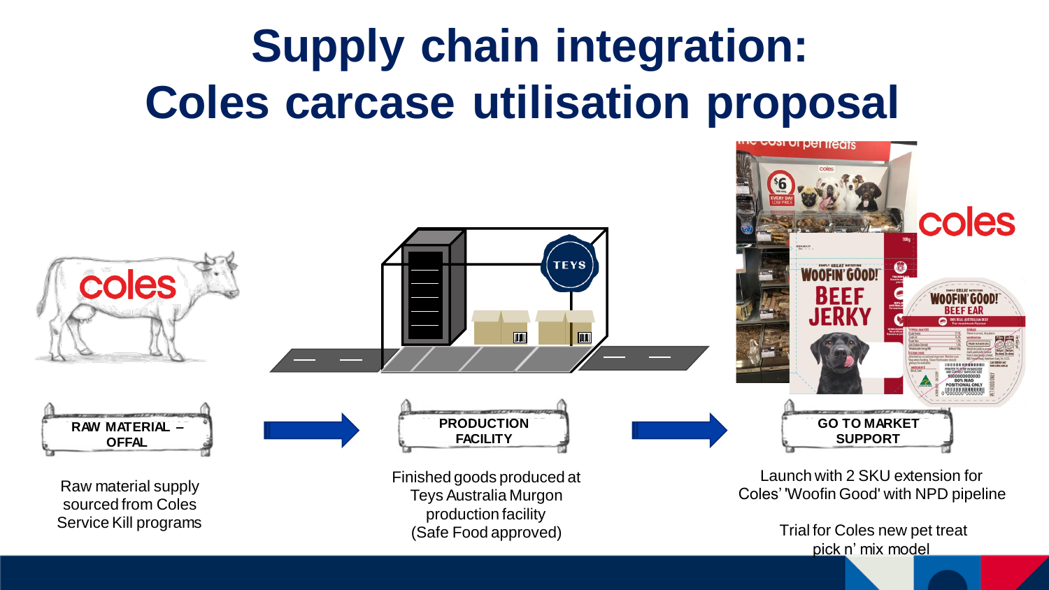# Supply chain integration: Coles carcase utilisation proposal

**RAW MATERIAL – OFFAL**

Raw material supply sourced from Coles Service Kill programs

**PRODUCTION FACILITY**

Finished goods produced at Teys Australia Murgon production facility (Safe Food approved)

**GO TO MARKET SUPPORT**

Launch with 2 SKU extension for Coles' 'Woofin Good' with NPD pipeline

Trial for Coles new pet treat pick n' mix model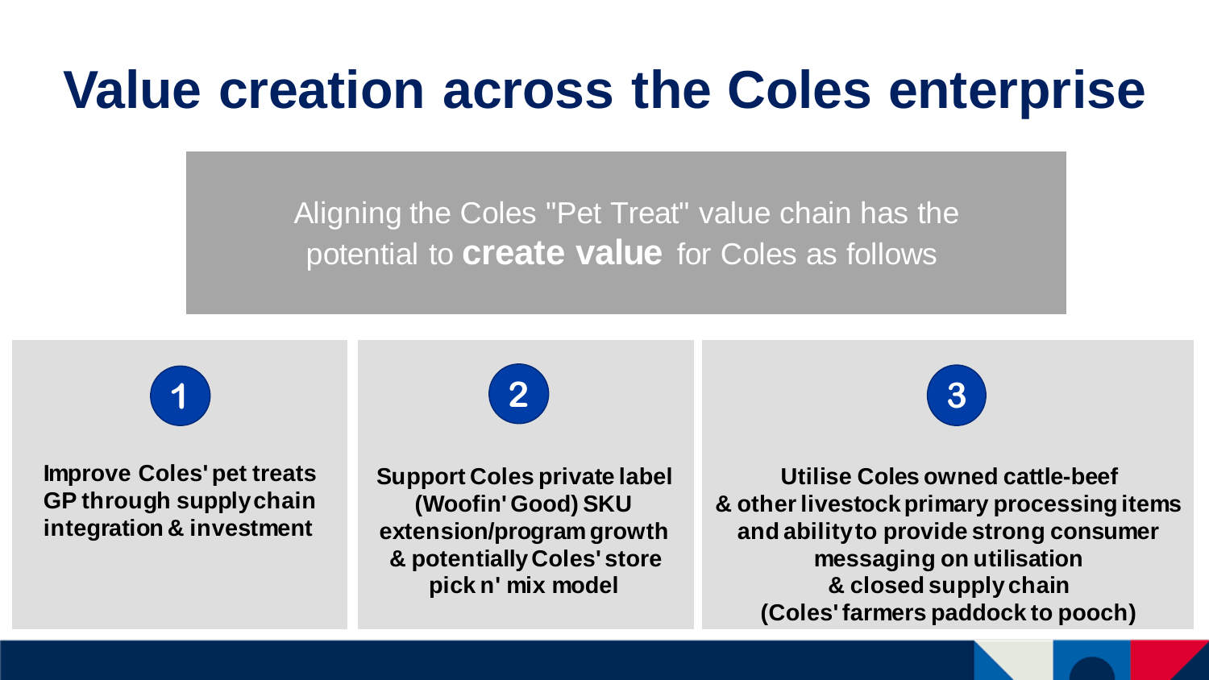# Value creation across the Coles enterprise

Aligning the Coles "Pet Treat" value chain has the potential to **create value** for Coles as follows

1. **Improve Coles' pet treats GP through supply chain integration & investment**

2. **Support Coles private label (Woofin' Good) SKU extension/program growth & potentially Coles' store pick n' mix model**

3. **Utilise Coles owned cattle-beef & other livestock primary processing items and ability to provide strong consumer messaging on utilisation & closed supply chain (Coles' farmers paddock to pooch)**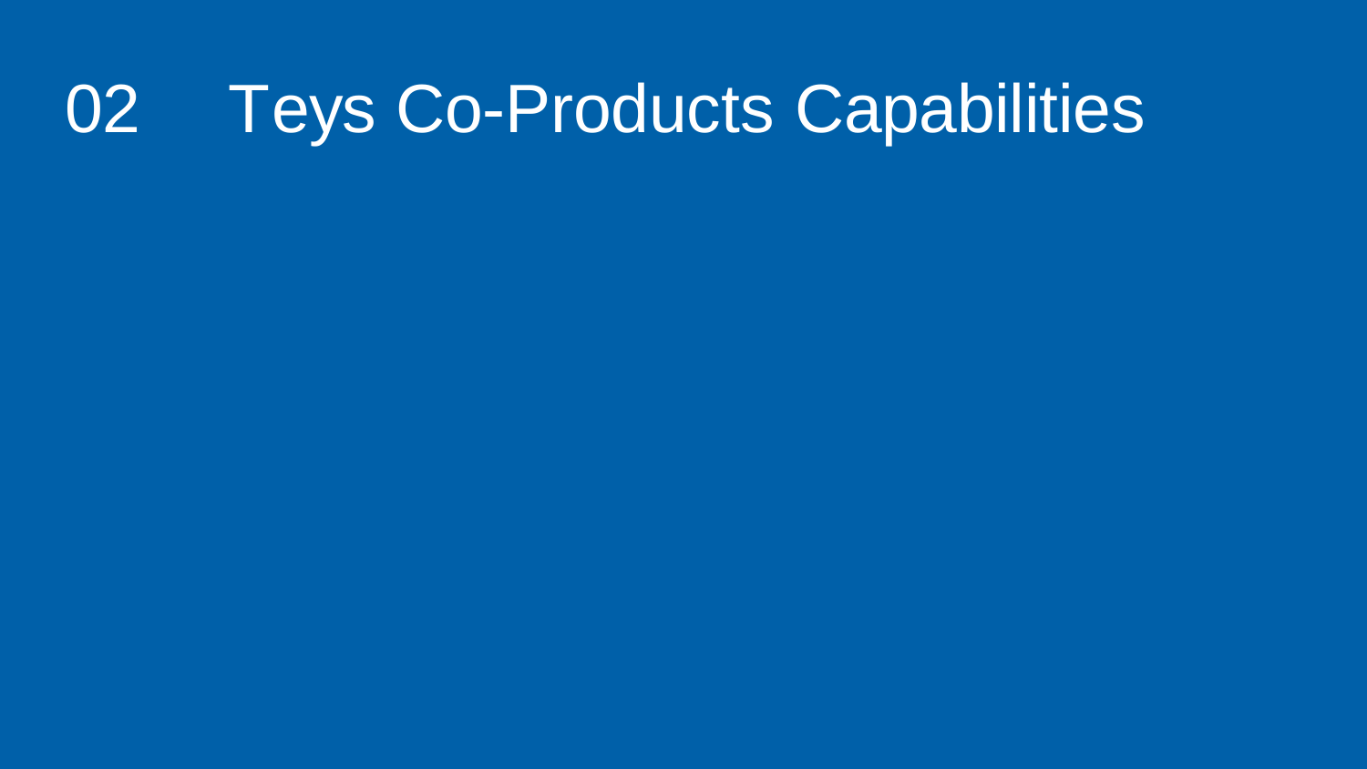# 02 Teys Co-Products Capabilities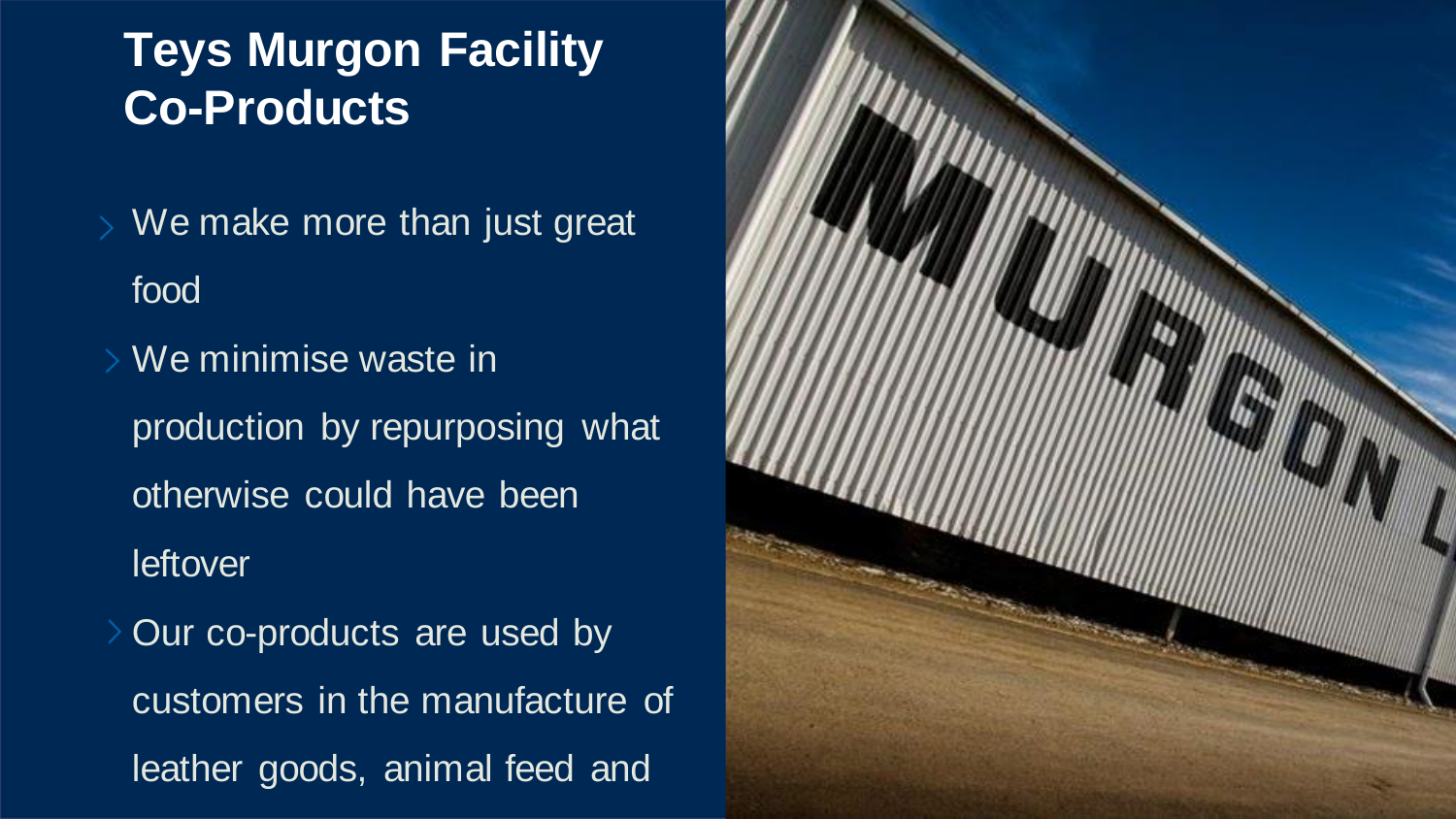# Teys Murgon Facility Co-Products

- We make more than just great food
- We minimise waste in production by repurposing what otherwise could have been leftover
- Our co-products are used by customers in the manufacture of leather goods, animal feed and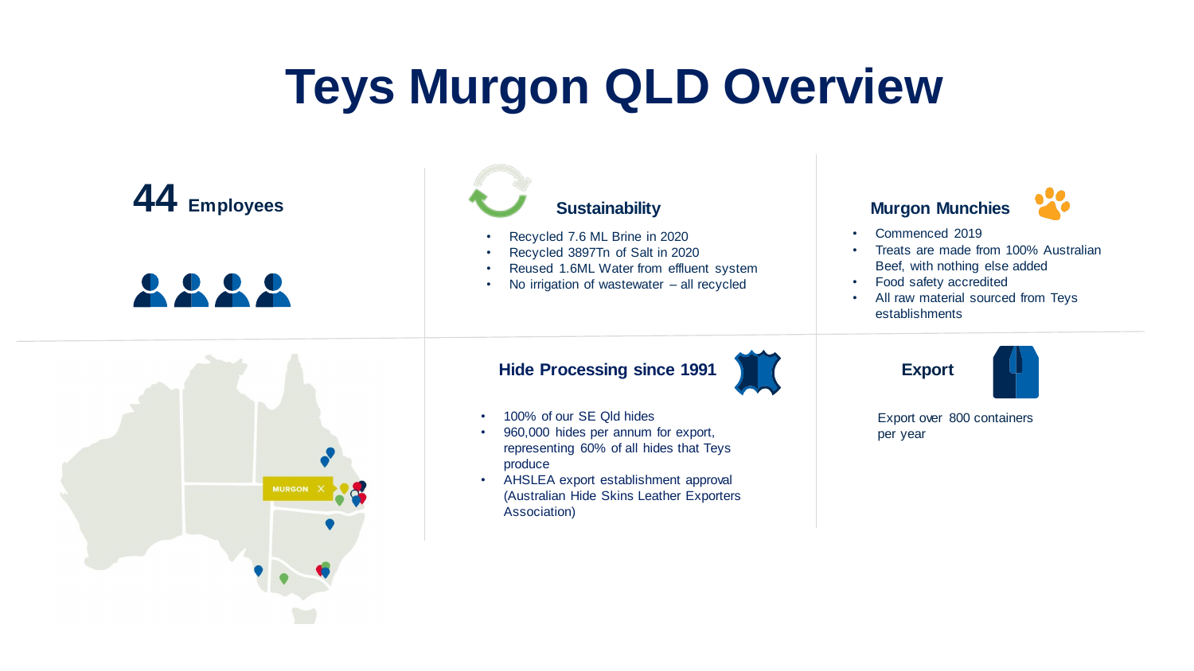# Teys Murgon QLD Overview

**44 Employees**

MURGON

### Sustainability

- Recycled 7.6 ML Brine in 2020
- Recycled 3897Tn of Salt in 2020
- Reused 1.6ML Water from effluent system
- No irrigation of wastewater – all recycled

### Murgon Munchies

- Commenced 2019
- Treats are made from 100% Australian Beef, with nothing else added
- Food safety accredited
- All raw material sourced from Teys establishments

### Hide Processing since 1991

- 100% of our SE Qld hides
- 960,000 hides per annum for export, representing 60% of all hides that Teys produce
- AHSLEA export establishment approval (Australian Hide Skins Leather Exporters Association)

### Export

Export over 800 containers per year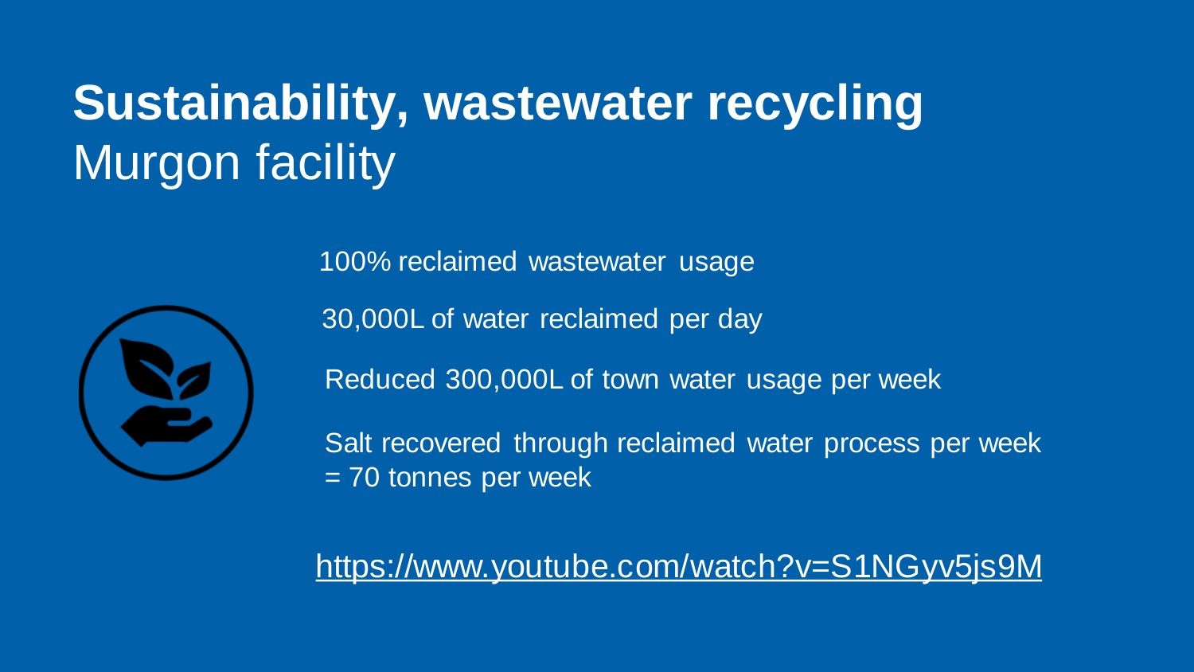# **Sustainability, wastewater recycling**
## Murgon facility

- 100% reclaimed wastewater usage
- 30,000L of water reclaimed per day
- Reduced 300,000L of town water usage per week
- Salt recovered through reclaimed water process per week = 70 tonnes per week

https://www.youtube.com/watch?v=S1NGyv5js9M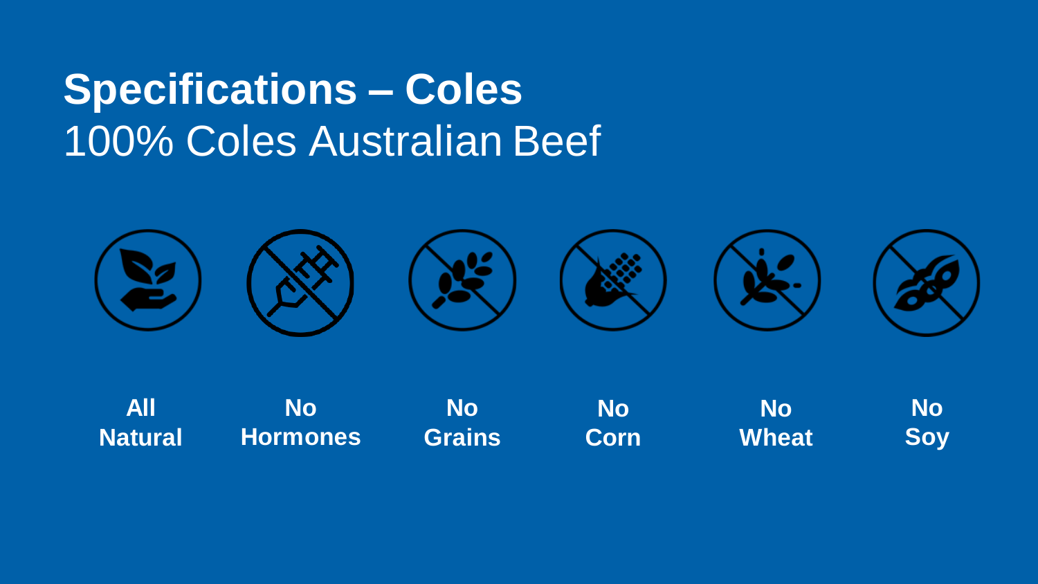# Specifications – Coles

100% Coles Australian Beef

**All Natural**

**No Hormones**

**No Grains**

**No Corn**

**No Wheat**

**No Soy**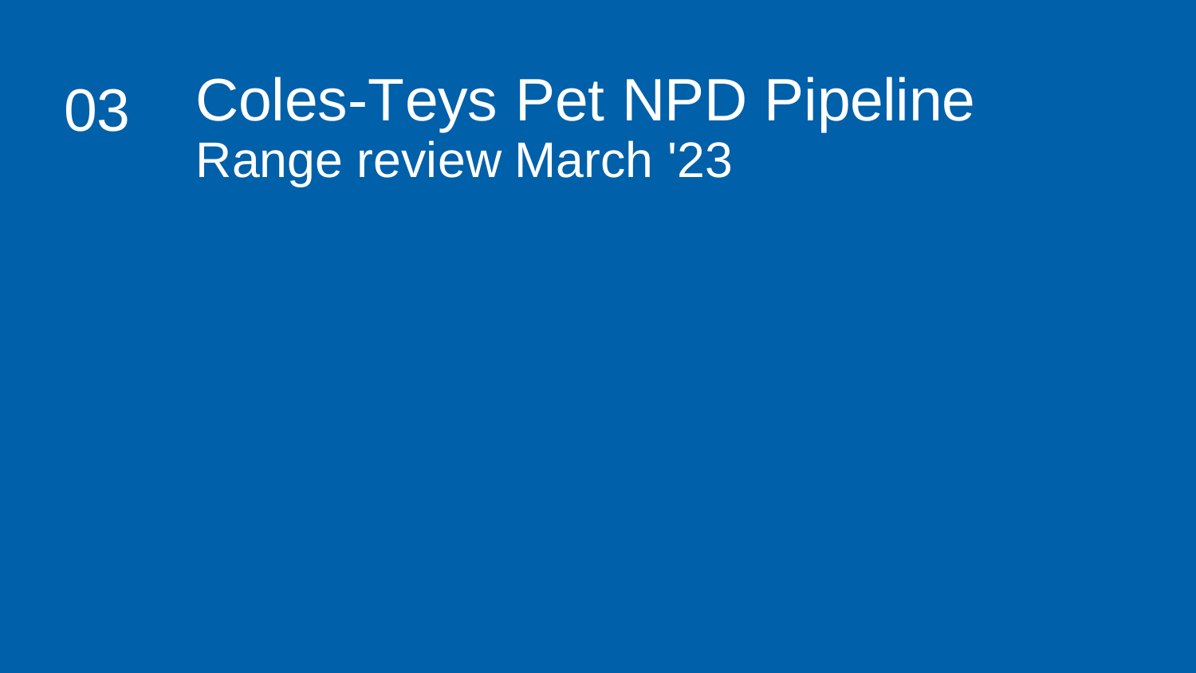# 03 Coles-Teys Pet NPD Pipeline

## Range review March '23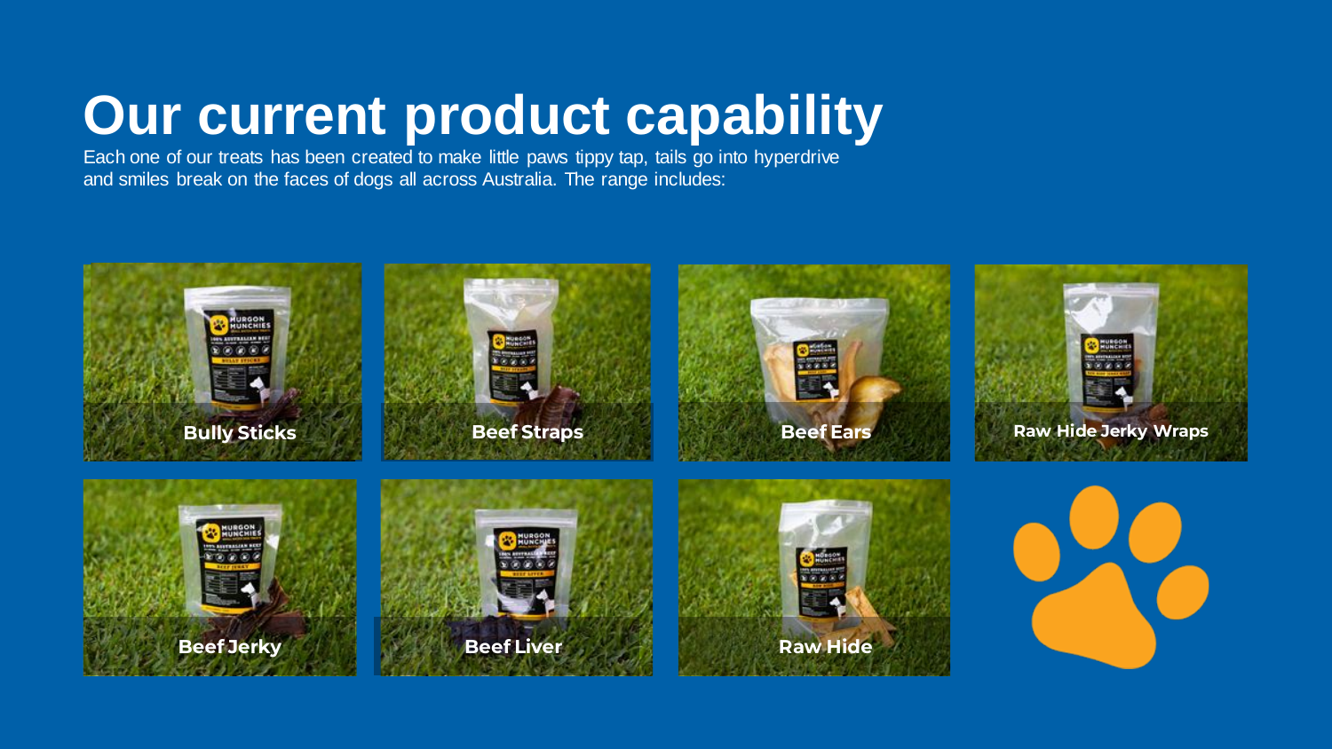# Our current product capability

Each one of our treats has been created to make little paws tippy tap, tails go into hyperdrive and smiles break on the faces of dogs all across Australia. The range includes:

**Bully Sticks**

**Beef Straps**

**Beef Ears**

**Raw Hide Jerky Wraps**

**Beef Jerky**

**Beef Liver**

**Raw Hide**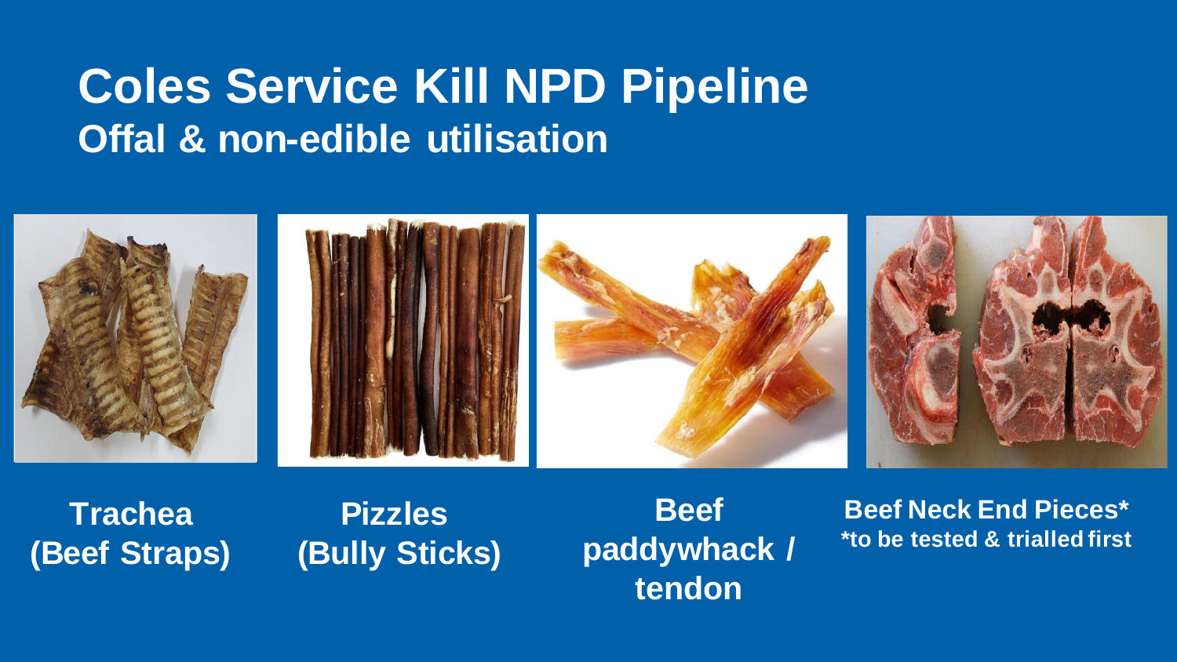# Coles Service Kill NPD Pipeline

## Offal & non-edible utilisation

**Trachea (Beef Straps)**

**Pizzles (Bully Sticks)**

**Beef paddywhack / tendon**

**Beef Neck End Pieces***
***to be tested & trialled first**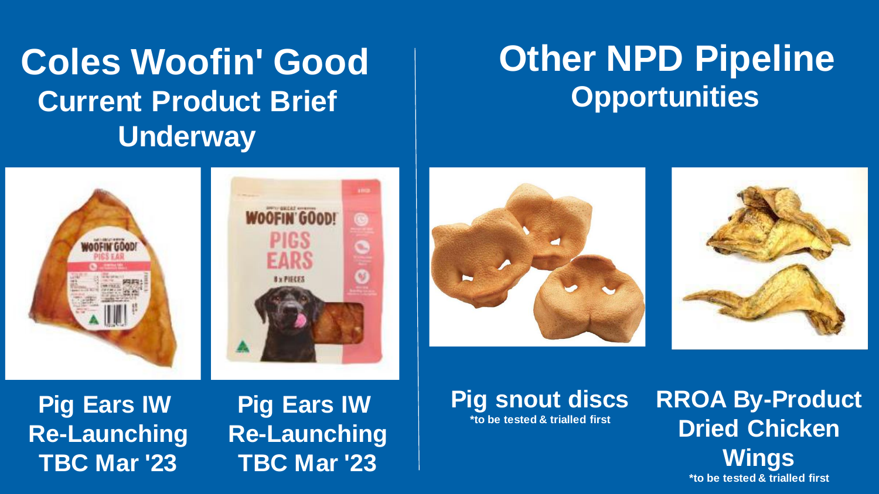# Coles Woofin' Good

## Current Product Brief Underway

**Pig Ears IW Re-Launching TBC Mar '23**

**Pig Ears IW Re-Launching TBC Mar '23**

# Other NPD Pipeline

## Opportunities

**Pig snout discs**
*to be tested & trialled first

**RROA By-Product Dried Chicken Wings**
*to be tested & trialled first